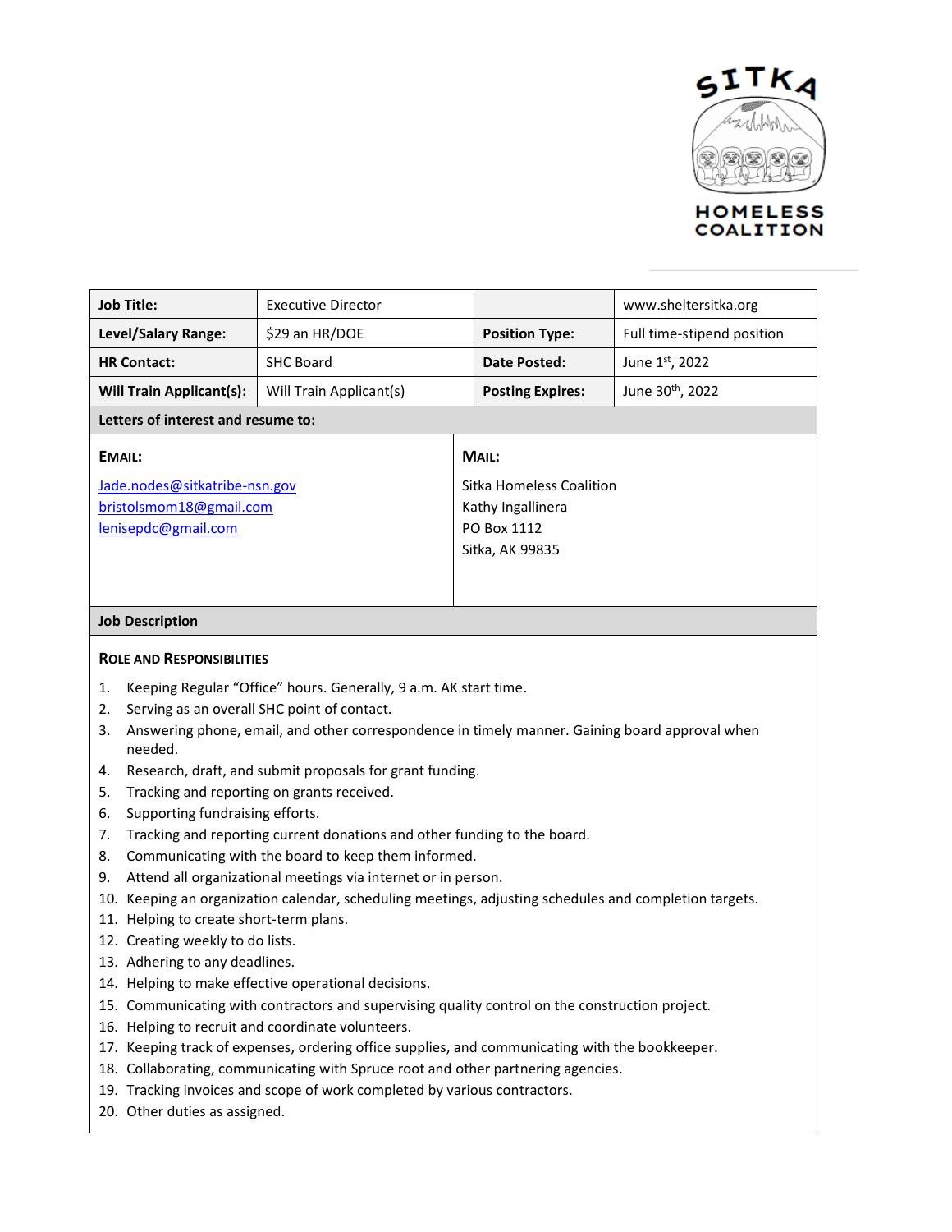SITKA HOMELESS COALITION

| Job Title: | Executive Director | | www.sheltersitka.org |
| --- | --- | --- | --- |
| Level/Salary Range: | $29 an HR/DOE | Position Type: | Full time-stipend position |
| HR Contact: | SHC Board | Date Posted: | June 1st, 2022 |
| Will Train Applicant(s): | Will Train Applicant(s) | Posting Expires: | June 30th, 2022 |

**Letters of interest and resume to:**

**EMAIL:**

Jade.nodes@sitkatribe-nsn.gov
bristolsmom18@gmail.com
lenisepdc@gmail.com

**MAIL:**

Sitka Homeless Coalition
Kathy Ingallinera
PO Box 1112
Sitka, AK 99835

## Job Description

### ROLE AND RESPONSIBILITIES

1. Keeping Regular "Office" hours. Generally, 9 a.m. AK start time.
2. Serving as an overall SHC point of contact.
3. Answering phone, email, and other correspondence in timely manner. Gaining board approval when needed.
4. Research, draft, and submit proposals for grant funding.
5. Tracking and reporting on grants received.
6. Supporting fundraising efforts.
7. Tracking and reporting current donations and other funding to the board.
8. Communicating with the board to keep them informed.
9. Attend all organizational meetings via internet or in person.
10. Keeping an organization calendar, scheduling meetings, adjusting schedules and completion targets.
11. Helping to create short-term plans.
12. Creating weekly to do lists.
13. Adhering to any deadlines.
14. Helping to make effective operational decisions.
15. Communicating with contractors and supervising quality control on the construction project.
16. Helping to recruit and coordinate volunteers.
17. Keeping track of expenses, ordering office supplies, and communicating with the bookkeeper.
18. Collaborating, communicating with Spruce root and other partnering agencies.
19. Tracking invoices and scope of work completed by various contractors.
20. Other duties as assigned.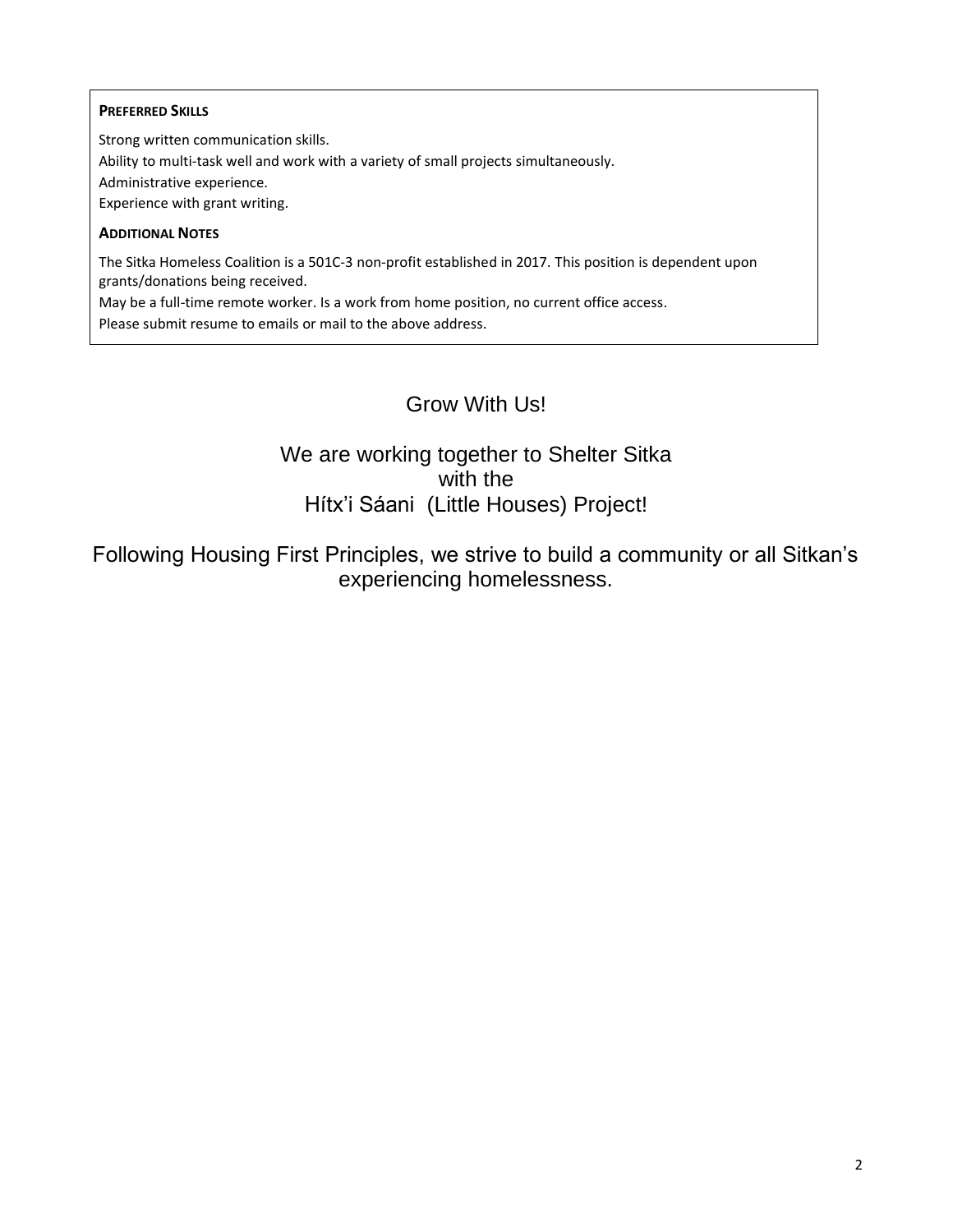**PREFERRED SKILLS**

Strong written communication skills.
Ability to multi-task well and work with a variety of small projects simultaneously.
Administrative experience.
Experience with grant writing.

**ADDITIONAL NOTES**

The Sitka Homeless Coalition is a 501C-3 non-profit established in 2017. This position is dependent upon grants/donations being received.
May be a full-time remote worker. Is a work from home position, no current office access.
Please submit resume to emails or mail to the above address.

Grow With Us!

We are working together to Shelter Sitka
with the
Hítx'i Sáani (Little Houses) Project!

Following Housing First Principles, we strive to build a community or all Sitkan's experiencing homelessness.